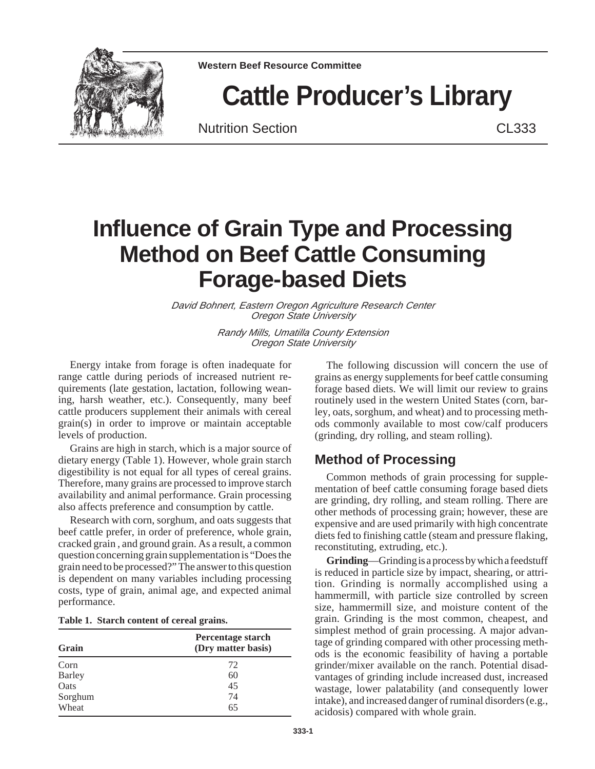Western Beef Resource Committee

# Cattle Producer's Library

Nutrition Section CL333

# Influence of Grain Type and Processing Method on Beef Cattle Consuming Forage-based Diets

*David Bohnert, Eastern Oregon Agriculture Research Center*
*Oregon State University*

*Randy Mills, Umatilla County Extension*
*Oregon State University*

Energy intake from forage is often inadequate for range cattle during periods of increased nutrient requirements (late gestation, lactation, following weaning, harsh weather, etc.). Consequently, many beef cattle producers supplement their animals with cereal grain(s) in order to improve or maintain acceptable levels of production.

Grains are high in starch, which is a major source of dietary energy (Table 1). However, whole grain starch digestibility is not equal for all types of cereal grains. Therefore, many grains are processed to improve starch availability and animal performance. Grain processing also affects preference and consumption by cattle.

Research with corn, sorghum, and oats suggests that beef cattle prefer, in order of preference, whole grain, cracked grain , and ground grain. As a result, a common question concerning grain supplementation is "Does the grain need to be processed?" The answer to this question is dependent on many variables including processing costs, type of grain, animal age, and expected animal performance.

**Table 1. Starch content of cereal grains.**

| Grain | Percentage starch (Dry matter basis) |
|---|---|
| Corn | 72 |
| Barley | 60 |
| Oats | 45 |
| Sorghum | 74 |
| Wheat | 65 |

The following discussion will concern the use of grains as energy supplements for beef cattle consuming forage based diets. We will limit our review to grains routinely used in the western United States (corn, barley, oats, sorghum, and wheat) and to processing methods commonly available to most cow/calf producers (grinding, dry rolling, and steam rolling).

## Method of Processing

Common methods of grain processing for supplementation of beef cattle consuming forage based diets are grinding, dry rolling, and steam rolling. There are other methods of processing grain; however, these are expensive and are used primarily with high concentrate diets fed to finishing cattle (steam and pressure flaking, reconstituting, extruding, etc.).

**Grinding**—Grinding is a process by which a feedstuff is reduced in particle size by impact, shearing, or attrition. Grinding is normally accomplished using a hammermill, with particle size controlled by screen size, hammermill size, and moisture content of the grain. Grinding is the most common, cheapest, and simplest method of grain processing. A major advantage of grinding compared with other processing methods is the economic feasibility of having a portable grinder/mixer available on the ranch. Potential disadvantages of grinding include increased dust, increased wastage, lower palatability (and consequently lower intake), and increased danger of ruminal disorders (e.g., acidosis) compared with whole grain.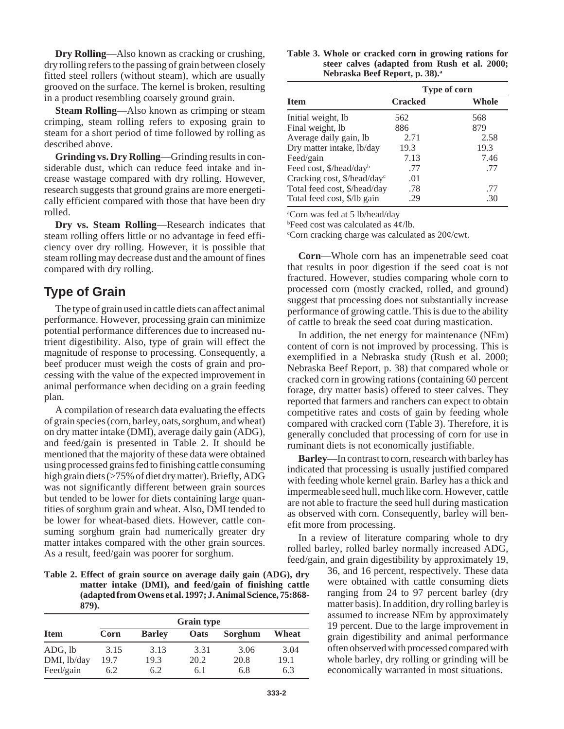**Dry Rolling**—Also known as cracking or crushing, dry rolling refers to the passing of grain between closely fitted steel rollers (without steam), which are usually grooved on the surface. The kernel is broken, resulting in a product resembling coarsely ground grain.

**Steam Rolling**—Also known as crimping or steam crimping, steam rolling refers to exposing grain to steam for a short period of time followed by rolling as described above.

**Grinding vs. Dry Rolling**—Grinding results in considerable dust, which can reduce feed intake and increase wastage compared with dry rolling. However, research suggests that ground grains are more energetically efficient compared with those that have been dry rolled.

**Dry vs. Steam Rolling**—Research indicates that steam rolling offers little or no advantage in feed efficiency over dry rolling. However, it is possible that steam rolling may decrease dust and the amount of fines compared with dry rolling.

## Type of Grain

The type of grain used in cattle diets can affect animal performance. However, processing grain can minimize potential performance differences due to increased nutrient digestibility. Also, type of grain will effect the magnitude of response to processing. Consequently, a beef producer must weigh the costs of grain and processing with the value of the expected improvement in animal performance when deciding on a grain feeding plan.

A compilation of research data evaluating the effects of grain species (corn, barley, oats, sorghum, and wheat) on dry matter intake (DMI), average daily gain (ADG), and feed/gain is presented in Table 2. It should be mentioned that the majority of these data were obtained using processed grains fed to finishing cattle consuming high grain diets (>75% of diet dry matter). Briefly, ADG was not significantly different between grain sources but tended to be lower for diets containing large quantities of sorghum grain and wheat. Also, DMI tended to be lower for wheat-based diets. However, cattle consuming sorghum grain had numerically greater dry matter intakes compared with the other grain sources. As a result, feed/gain was poorer for sorghum.

**Table 2. Effect of grain source on average daily gain (ADG), dry matter intake (DMI), and feed/gain of finishing cattle (adapted from Owens et al. 1997; J. Animal Science, 75:868-879).**

| | Grain type | | | | |
|---|---|---|---|---|---|
| **Item** | **Corn** | **Barley** | **Oats** | **Sorghum** | **Wheat** |
| ADG, lb | 3.15 | 3.13 | 3.31 | 3.06 | 3.04 |
| DMI, lb/day | 19.7 | 19.3 | 20.2 | 20.8 | 19.1 |
| Feed/gain | 6.2 | 6.2 | 6.1 | 6.8 | 6.3 |

**Table 3. Whole or cracked corn in growing rations for steer calves (adapted from Rush et al. 2000; Nebraska Beef Report, p. 38).[a]**

| | Type of corn | |
|---|---|---|
| **Item** | **Cracked** | **Whole** |
| Initial weight, lb | 562 | 568 |
| Final weight, lb | 886 | 879 |
| Average daily gain, lb | 2.71 | 2.58 |
| Dry matter intake, lb/day | 19.3 | 19.3 |
| Feed/gain | 7.13 | 7.46 |
| Feed cost, $/head/day[b] | .77 | .77 |
| Cracking cost, $/head/day[c] | .01 | |
| Total feed cost, $/head/day | .78 | .77 |
| Total feed cost, $/lb gain | .29 | .30 |

[a]Corn was fed at 5 lb/head/day

[b]Feed cost was calculated as 4¢/lb.

[c]Corn cracking charge was calculated as 20¢/cwt.

**Corn**—Whole corn has an impenetrable seed coat that results in poor digestion if the seed coat is not fractured. However, studies comparing whole corn to processed corn (mostly cracked, rolled, and ground) suggest that processing does not substantially increase performance of growing cattle. This is due to the ability of cattle to break the seed coat during mastication.

In addition, the net energy for maintenance (NEm) content of corn is not improved by processing. This is exemplified in a Nebraska study (Rush et al. 2000; Nebraska Beef Report, p. 38) that compared whole or cracked corn in growing rations (containing 60 percent forage, dry matter basis) offered to steer calves. They reported that farmers and ranchers can expect to obtain competitive rates and costs of gain by feeding whole compared with cracked corn (Table 3). Therefore, it is generally concluded that processing of corn for use in ruminant diets is not economically justifiable.

**Barley**—In contrast to corn, research with barley has indicated that processing is usually justified compared with feeding whole kernel grain. Barley has a thick and impermeable seed hull, much like corn. However, cattle are not able to fracture the seed hull during mastication as observed with corn. Consequently, barley will benefit more from processing.

In a review of literature comparing whole to dry rolled barley, rolled barley normally increased ADG, feed/gain, and grain digestibility by approximately 19, 36, and 16 percent, respectively. These data were obtained with cattle consuming diets ranging from 24 to 97 percent barley (dry matter basis). In addition, dry rolling barley is assumed to increase NEm by approximately 19 percent. Due to the large improvement in grain digestibility and animal performance often observed with processed compared with whole barley, dry rolling or grinding will be economically warranted in most situations.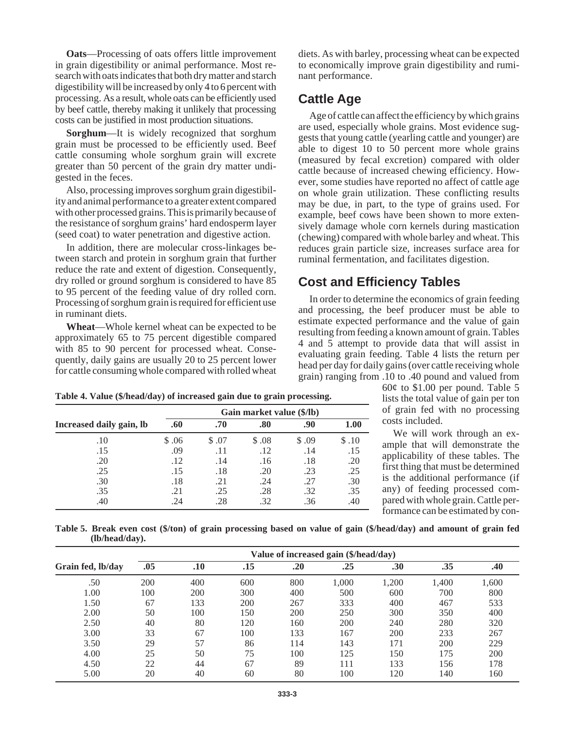**Oats**—Processing of oats offers little improvement in grain digestibility or animal performance. Most research with oats indicates that both dry matter and starch digestibility will be increased by only 4 to 6 percent with processing. As a result, whole oats can be efficiently used by beef cattle, thereby making it unlikely that processing costs can be justified in most production situations.

**Sorghum**—It is widely recognized that sorghum grain must be processed to be efficiently used. Beef cattle consuming whole sorghum grain will excrete greater than 50 percent of the grain dry matter undigested in the feces.

Also, processing improves sorghum grain digestibility and animal performance to a greater extent compared with other processed grains. This is primarily because of the resistance of sorghum grains' hard endosperm layer (seed coat) to water penetration and digestive action.

In addition, there are molecular cross-linkages between starch and protein in sorghum grain that further reduce the rate and extent of digestion. Consequently, dry rolled or ground sorghum is considered to have 85 to 95 percent of the feeding value of dry rolled corn. Processing of sorghum grain is required for efficient use in ruminant diets.

**Wheat**—Whole kernel wheat can be expected to be approximately 65 to 75 percent digestible compared with 85 to 90 percent for processed wheat. Consequently, daily gains are usually 20 to 25 percent lower for cattle consuming whole compared with rolled wheat diets. As with barley, processing wheat can be expected to economically improve grain digestibility and ruminant performance.

## Cattle Age

Age of cattle can affect the efficiency by which grains are used, especially whole grains. Most evidence suggests that young cattle (yearling cattle and younger) are able to digest 10 to 50 percent more whole grains (measured by fecal excretion) compared with older cattle because of increased chewing efficiency. However, some studies have reported no affect of cattle age on whole grain utilization. These conflicting results may be due, in part, to the type of grains used. For example, beef cows have been shown to more extensively damage whole corn kernels during mastication (chewing) compared with whole barley and wheat. This reduces grain particle size, increases surface area for ruminal fermentation, and facilitates digestion.

## Cost and Efficiency Tables

In order to determine the economics of grain feeding and processing, the beef producer must be able to estimate expected performance and the value of gain resulting from feeding a known amount of grain. Tables 4 and 5 attempt to provide data that will assist in evaluating grain feeding. Table 4 lists the return per head per day for daily gains (over cattle receiving whole grain) ranging from .10 to .40 pound and valued from 60¢ to $1.00 per pound. Table 5 lists the total value of gain per ton of grain fed with no processing costs included.

We will work through an example that will demonstrate the applicability of these tables. The first thing that must be determined is the additional performance (if any) of feeding processed compared with whole grain. Cattle performance can be estimated by con-

**Table 4. Value ($/head/day) of increased gain due to grain processing.**

| | Gain market value ($/lb) | | | | |
|---|---|---|---|---|---|
| **Increased daily gain, lb** | **.60** | **.70** | **.80** | **.90** | **1.00** |
| .10 | $ .06 | $ .07 | $ .08 | $ .09 | $ .10 |
| .15 | .09 | .11 | .12 | .14 | .15 |
| .20 | .12 | .14 | .16 | .18 | .20 |
| .25 | .15 | .18 | .20 | .23 | .25 |
| .30 | .18 | .21 | .24 | .27 | .30 |
| .35 | .21 | .25 | .28 | .32 | .35 |
| .40 | .24 | .28 | .32 | .36 | .40 |

**Table 5. Break even cost ($/ton) of grain processing based on value of gain ($/head/day) and amount of grain fed (lb/head/day).**

| | Value of increased gain ($/head/day) | | | | | | | |
|---|---|---|---|---|---|---|---|---|
| **Grain fed, lb/day** | **.05** | **.10** | **.15** | **.20** | **.25** | **.30** | **.35** | **.40** |
| .50 | 200 | 400 | 600 | 800 | 1,000 | 1,200 | 1,400 | 1,600 |
| 1.00 | 100 | 200 | 300 | 400 | 500 | 600 | 700 | 800 |
| 1.50 | 67 | 133 | 200 | 267 | 333 | 400 | 467 | 533 |
| 2.00 | 50 | 100 | 150 | 200 | 250 | 300 | 350 | 400 |
| 2.50 | 40 | 80 | 120 | 160 | 200 | 240 | 280 | 320 |
| 3.00 | 33 | 67 | 100 | 133 | 167 | 200 | 233 | 267 |
| 3.50 | 29 | 57 | 86 | 114 | 143 | 171 | 200 | 229 |
| 4.00 | 25 | 50 | 75 | 100 | 125 | 150 | 175 | 200 |
| 4.50 | 22 | 44 | 67 | 89 | 111 | 133 | 156 | 178 |
| 5.00 | 20 | 40 | 60 | 80 | 100 | 120 | 140 | 160 |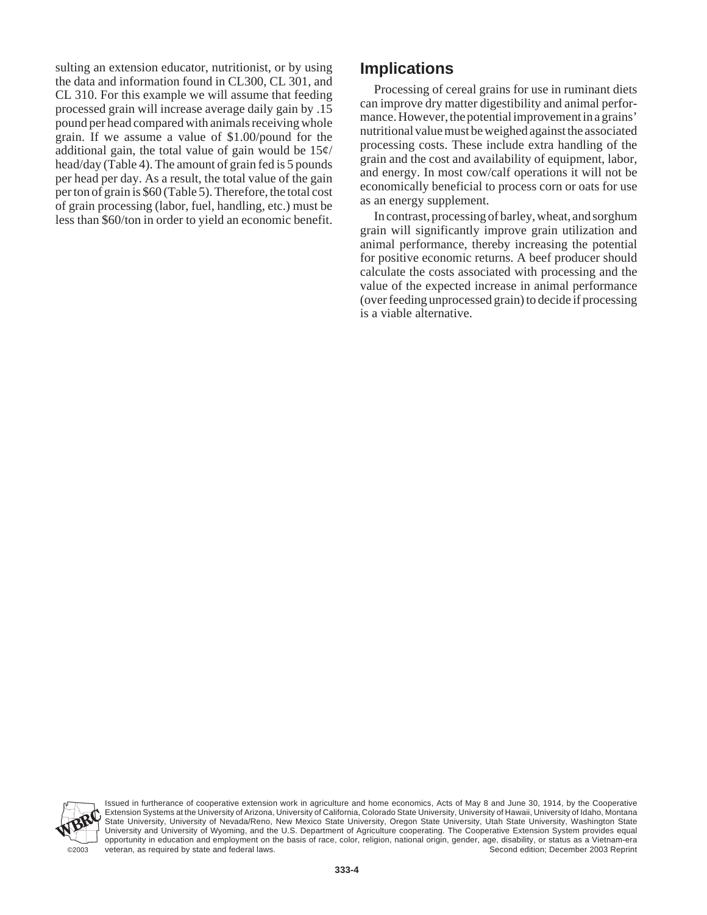sulting an extension educator, nutritionist, or by using the data and information found in CL300, CL 301, and CL 310. For this example we will assume that feeding processed grain will increase average daily gain by .15 pound per head compared with animals receiving whole grain. If we assume a value of $1.00/pound for the additional gain, the total value of gain would be 15¢/head/day (Table 4). The amount of grain fed is 5 pounds per head per day. As a result, the total value of the gain per ton of grain is $60 (Table 5). Therefore, the total cost of grain processing (labor, fuel, handling, etc.) must be less than $60/ton in order to yield an economic benefit.

## Implications

Processing of cereal grains for use in ruminant diets can improve dry matter digestibility and animal performance. However, the potential improvement in a grains' nutritional value must be weighed against the associated processing costs. These include extra handling of the grain and the cost and availability of equipment, labor, and energy. In most cow/calf operations it will not be economically beneficial to process corn or oats for use as an energy supplement.

In contrast, processing of barley, wheat, and sorghum grain will significantly improve grain utilization and animal performance, thereby increasing the potential for positive economic returns. A beef producer should calculate the costs associated with processing and the value of the expected increase in animal performance (over feeding unprocessed grain) to decide if processing is a viable alternative.

WBRC ©2003

Issued in furtherance of cooperative extension work in agriculture and home economics, Acts of May 8 and June 30, 1914, by the Cooperative Extension Systems at the University of Arizona, University of California, Colorado State University, University of Hawaii, University of Idaho, Montana State University, University of Nevada/Reno, New Mexico State University, Oregon State University, Utah State University, Washington State University and University of Wyoming, and the U.S. Department of Agriculture cooperating. The Cooperative Extension System provides equal opportunity in education and employment on the basis of race, color, religion, national origin, gender, age, disability, or status as a Vietnam-era veteran, as required by state and federal laws. Second edition; December 2003 Reprint